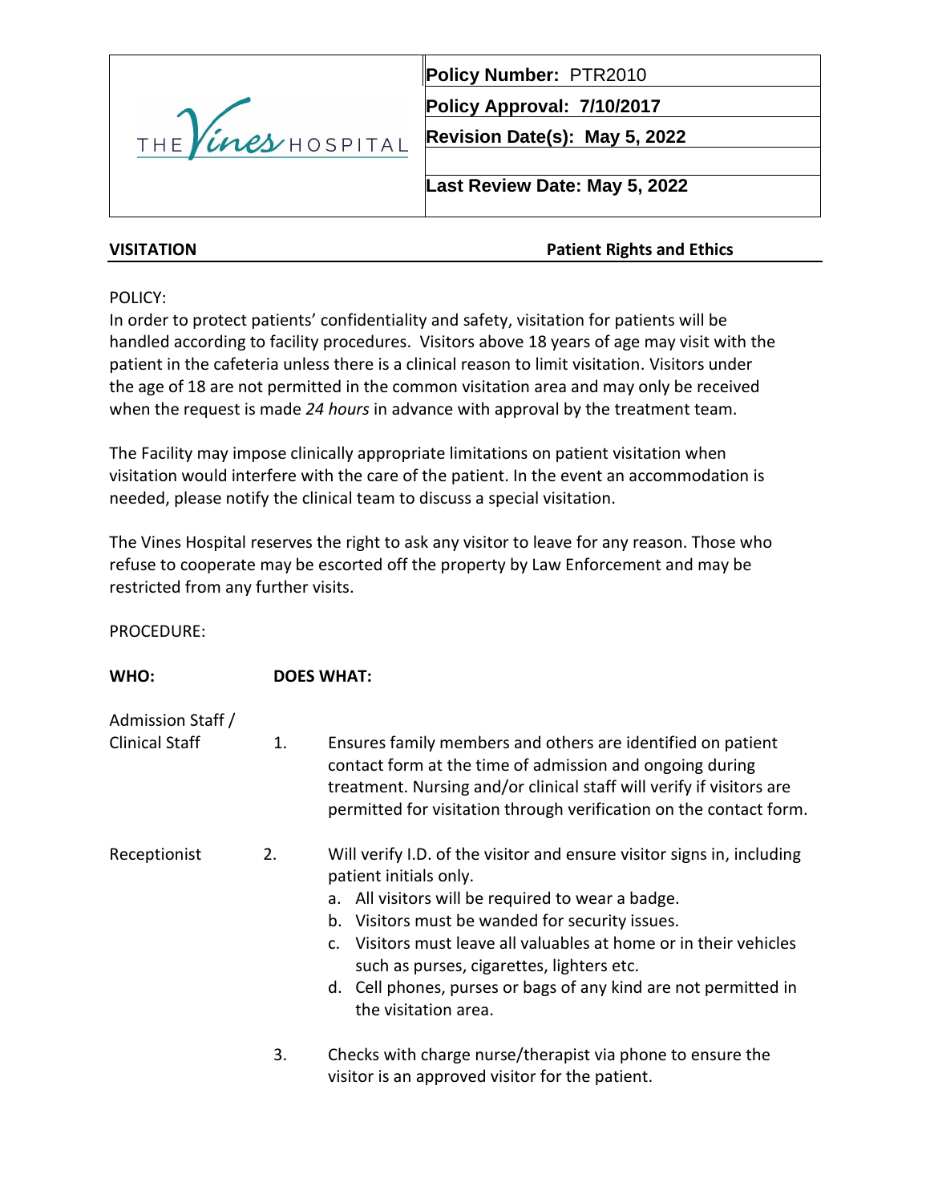| THE Vines HOSPITAL | **Policy Number:** PTR2010 |
|---|---|
| | **Policy Approval: 7/10/2017** |
| | **Revision Date(s): May 5, 2022** |
| | |
| | **Last Review Date: May 5, 2022** |

**VISITATION** **Patient Rights and Ethics**

POLICY:
In order to protect patients' confidentiality and safety, visitation for patients will be handled according to facility procedures. Visitors above 18 years of age may visit with the patient in the cafeteria unless there is a clinical reason to limit visitation. Visitors under the age of 18 are not permitted in the common visitation area and may only be received when the request is made *24 hours* in advance with approval by the treatment team.

The Facility may impose clinically appropriate limitations on patient visitation when visitation would interfere with the care of the patient. In the event an accommodation is needed, please notify the clinical team to discuss a special visitation.

The Vines Hospital reserves the right to ask any visitor to leave for any reason. Those who refuse to cooperate may be escorted off the property by Law Enforcement and may be restricted from any further visits.

PROCEDURE:

| **WHO:** | | **DOES WHAT:** |
|---|---|---|
| Admission Staff / Clinical Staff | 1. | Ensures family members and others are identified on patient contact form at the time of admission and ongoing during treatment. Nursing and/or clinical staff will verify if visitors are permitted for visitation through verification on the contact form. |
| Receptionist | 2. | Will verify I.D. of the visitor and ensure visitor signs in, including patient initials only.<br>a. All visitors will be required to wear a badge.<br>b. Visitors must be wanded for security issues.<br>c. Visitors must leave all valuables at home or in their vehicles such as purses, cigarettes, lighters etc.<br>d. Cell phones, purses or bags of any kind are not permitted in the visitation area. |
| | 3. | Checks with charge nurse/therapist via phone to ensure the visitor is an approved visitor for the patient. |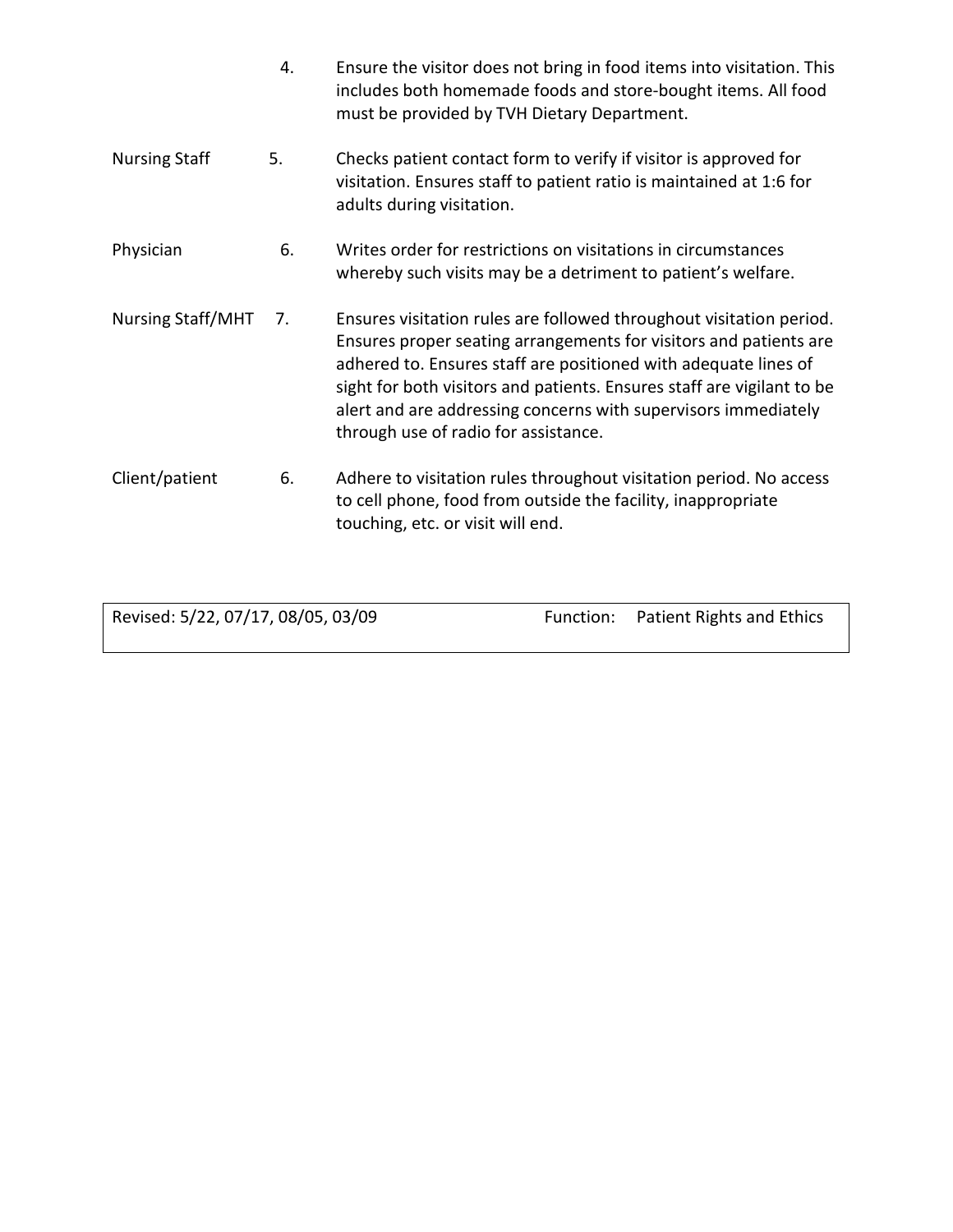| | | |
|---|---|---|
| | 4. | Ensure the visitor does not bring in food items into visitation. This includes both homemade foods and store-bought items. All food must be provided by TVH Dietary Department. |
| Nursing Staff | 5. | Checks patient contact form to verify if visitor is approved for visitation. Ensures staff to patient ratio is maintained at 1:6 for adults during visitation. |
| Physician | 6. | Writes order for restrictions on visitations in circumstances whereby such visits may be a detriment to patient's welfare. |
| Nursing Staff/MHT | 7. | Ensures visitation rules are followed throughout visitation period. Ensures proper seating arrangements for visitors and patients are adhered to. Ensures staff are positioned with adequate lines of sight for both visitors and patients. Ensures staff are vigilant to be alert and are addressing concerns with supervisors immediately through use of radio for assistance. |
| Client/patient | 6. | Adhere to visitation rules throughout visitation period. No access to cell phone, food from outside the facility, inappropriate touching, etc. or visit will end. |

| Revised: 5/22, 07/17, 08/05, 03/09 | Function: Patient Rights and Ethics |
|---|---|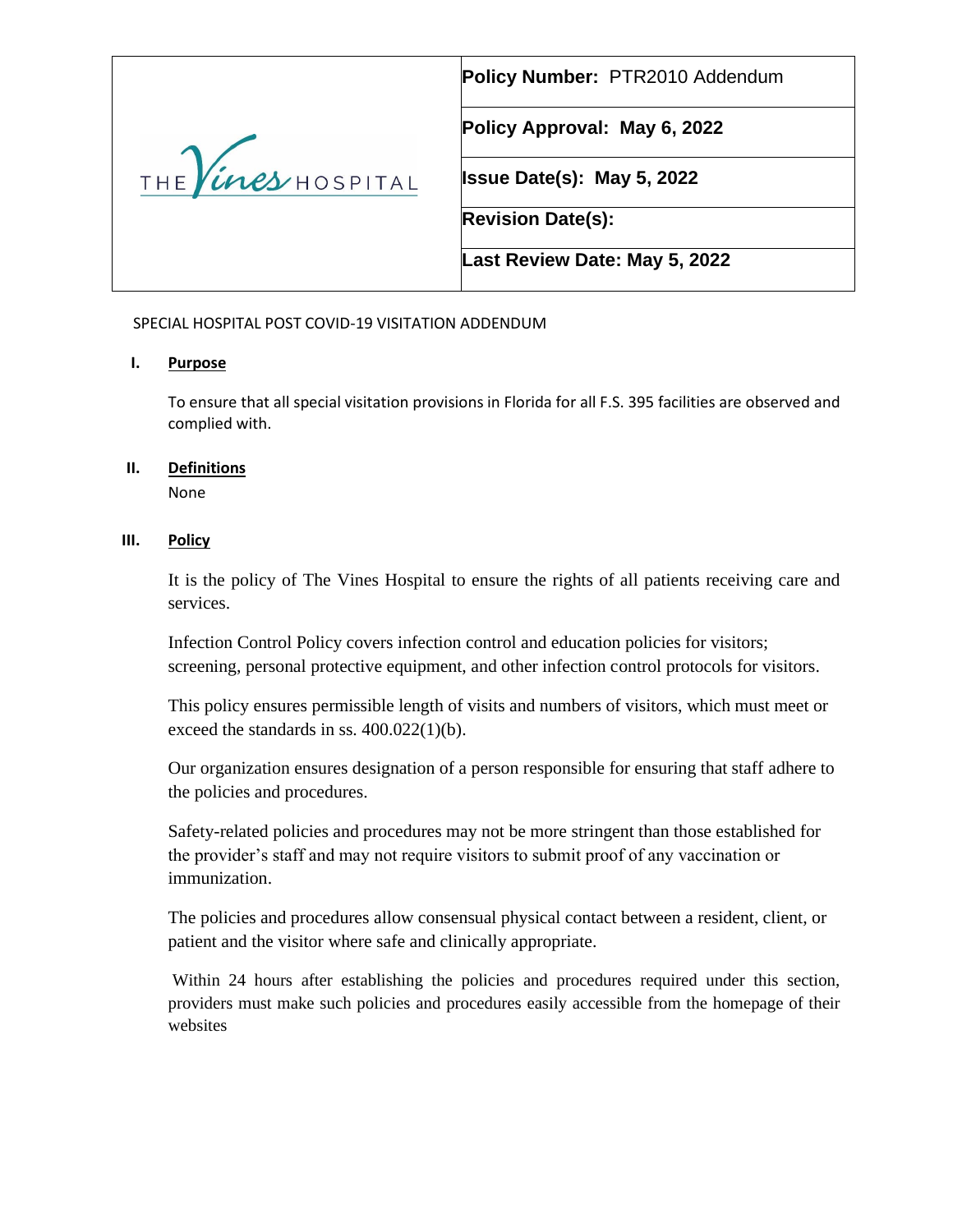| THE Vines HOSPITAL | **Policy Number:** PTR2010 Addendum |
| --- | --- |
| | **Policy Approval: May 6, 2022** |
| | **Issue Date(s): May 5, 2022** |
| | **Revision Date(s):** |
| | **Last Review Date: May 5, 2022** |

SPECIAL HOSPITAL POST COVID-19 VISITATION ADDENDUM

## I. Purpose

To ensure that all special visitation provisions in Florida for all F.S. 395 facilities are observed and complied with.

## II. Definitions

None

## III. Policy

It is the policy of The Vines Hospital to ensure the rights of all patients receiving care and services.

Infection Control Policy covers infection control and education policies for visitors; screening, personal protective equipment, and other infection control protocols for visitors.

This policy ensures permissible length of visits and numbers of visitors, which must meet or exceed the standards in ss. 400.022(1)(b).

Our organization ensures designation of a person responsible for ensuring that staff adhere to the policies and procedures.

Safety-related policies and procedures may not be more stringent than those established for the provider's staff and may not require visitors to submit proof of any vaccination or immunization.

The policies and procedures allow consensual physical contact between a resident, client, or patient and the visitor where safe and clinically appropriate.

Within 24 hours after establishing the policies and procedures required under this section, providers must make such policies and procedures easily accessible from the homepage of their websites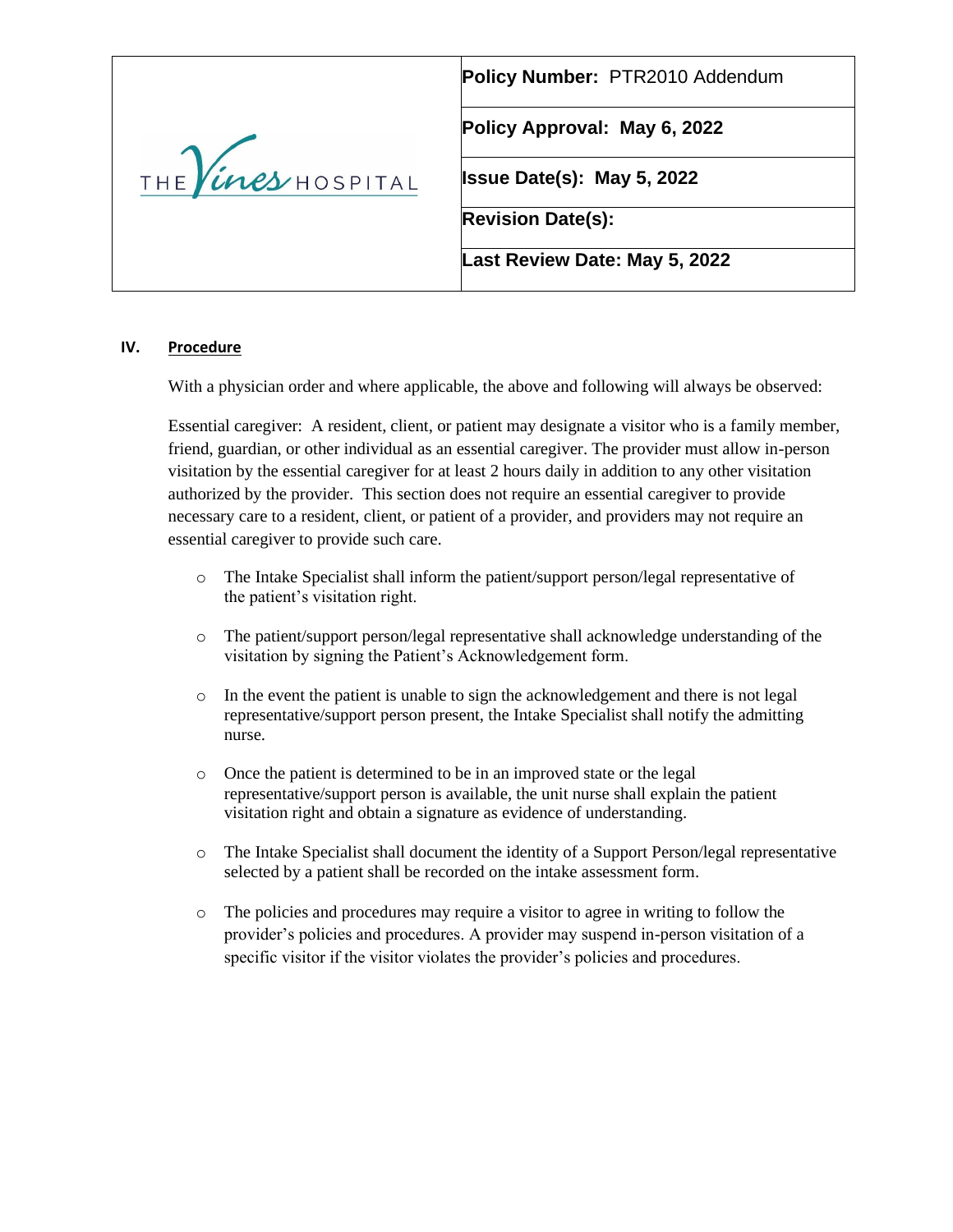| THE Vines HOSPITAL | Policy Number: PTR2010 Addendum |
|---|---|
| | **Policy Approval: May 6, 2022** |
| | **Issue Date(s): May 5, 2022** |
| | **Revision Date(s):** |
| | **Last Review Date: May 5, 2022** |

## IV. Procedure

With a physician order and where applicable, the above and following will always be observed:

Essential caregiver: A resident, client, or patient may designate a visitor who is a family member, friend, guardian, or other individual as an essential caregiver. The provider must allow in-person visitation by the essential caregiver for at least 2 hours daily in addition to any other visitation authorized by the provider. This section does not require an essential caregiver to provide necessary care to a resident, client, or patient of a provider, and providers may not require an essential caregiver to provide such care.

- The Intake Specialist shall inform the patient/support person/legal representative of the patient's visitation right.
- The patient/support person/legal representative shall acknowledge understanding of the visitation by signing the Patient's Acknowledgement form.
- In the event the patient is unable to sign the acknowledgement and there is not legal representative/support person present, the Intake Specialist shall notify the admitting nurse.
- Once the patient is determined to be in an improved state or the legal representative/support person is available, the unit nurse shall explain the patient visitation right and obtain a signature as evidence of understanding.
- The Intake Specialist shall document the identity of a Support Person/legal representative selected by a patient shall be recorded on the intake assessment form.
- The policies and procedures may require a visitor to agree in writing to follow the provider's policies and procedures. A provider may suspend in-person visitation of a specific visitor if the visitor violates the provider's policies and procedures.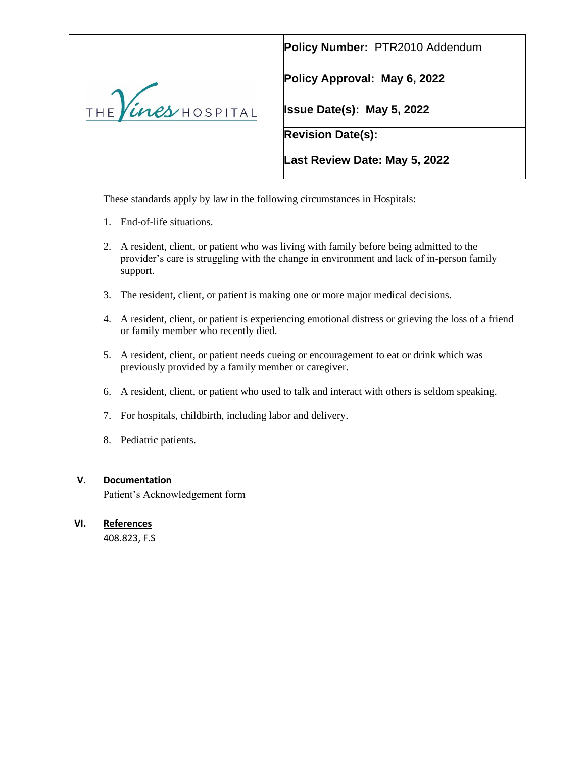| | |
| --- | --- |
| THE Vines HOSPITAL | **Policy Number:** PTR2010 Addendum |
| | **Policy Approval: May 6, 2022** |
| | **Issue Date(s): May 5, 2022** |
| | **Revision Date(s):** |
| | **Last Review Date: May 5, 2022** |

These standards apply by law in the following circumstances in Hospitals:

1. End-of-life situations.
2. A resident, client, or patient who was living with family before being admitted to the provider's care is struggling with the change in environment and lack of in-person family support.
3. The resident, client, or patient is making one or more major medical decisions.
4. A resident, client, or patient is experiencing emotional distress or grieving the loss of a friend or family member who recently died.
5. A resident, client, or patient needs cueing or encouragement to eat or drink which was previously provided by a family member or caregiver.
6. A resident, client, or patient who used to talk and interact with others is seldom speaking.
7. For hospitals, childbirth, including labor and delivery.
8. Pediatric patients.

## V. Documentation

Patient's Acknowledgement form

## VI. References

408.823, F.S